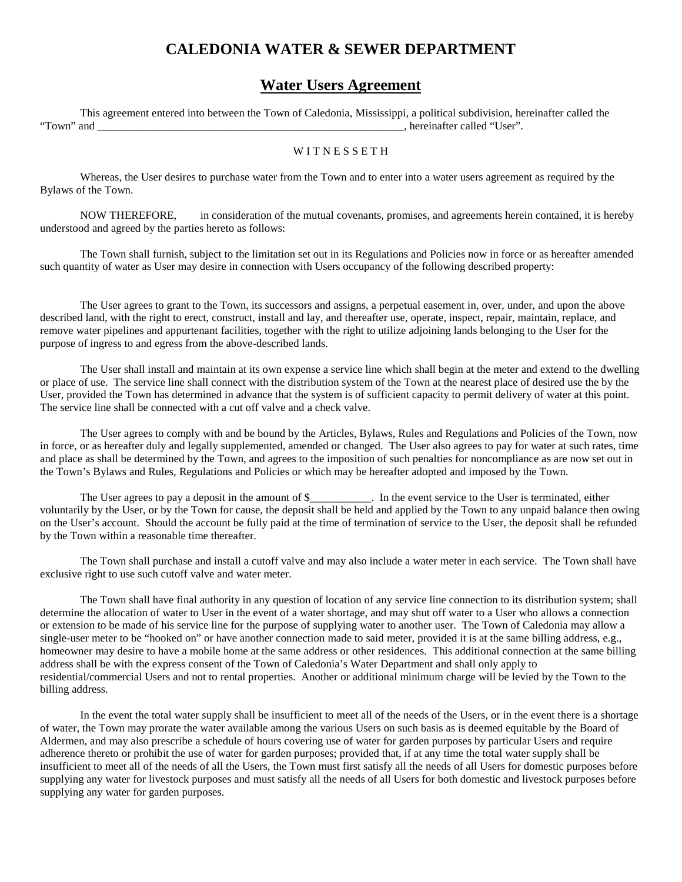# CALEDONIA WATER & SEWER DEPARTMENT

## Water Users Agreement

This agreement entered into between the Town of Caledonia, Mississippi, a political subdivision, hereinafter called the "Town" and ___________________________________________________________, hereinafter called "User".

W I T N E S S E T H

Whereas, the User desires to purchase water from the Town and to enter into a water users agreement as required by the Bylaws of the Town.

NOW THEREFORE, in consideration of the mutual covenants, promises, and agreements herein contained, it is hereby understood and agreed by the parties hereto as follows:

The Town shall furnish, subject to the limitation set out in its Regulations and Policies now in force or as hereafter amended such quantity of water as User may desire in connection with Users occupancy of the following described property:

The User agrees to grant to the Town, its successors and assigns, a perpetual easement in, over, under, and upon the above described land, with the right to erect, construct, install and lay, and thereafter use, operate, inspect, repair, maintain, replace, and remove water pipelines and appurtenant facilities, together with the right to utilize adjoining lands belonging to the User for the purpose of ingress to and egress from the above-described lands.

The User shall install and maintain at its own expense a service line which shall begin at the meter and extend to the dwelling or place of use. The service line shall connect with the distribution system of the Town at the nearest place of desired use the by the User, provided the Town has determined in advance that the system is of sufficient capacity to permit delivery of water at this point. The service line shall be connected with a cut off valve and a check valve.

The User agrees to comply with and be bound by the Articles, Bylaws, Rules and Regulations and Policies of the Town, now in force, or as hereafter duly and legally supplemented, amended or changed. The User also agrees to pay for water at such rates, time and place as shall be determined by the Town, and agrees to the imposition of such penalties for noncompliance as are now set out in the Town's Bylaws and Rules, Regulations and Policies or which may be hereafter adopted and imposed by the Town.

The User agrees to pay a deposit in the amount of $___________. In the event service to the User is terminated, either voluntarily by the User, or by the Town for cause, the deposit shall be held and applied by the Town to any unpaid balance then owing on the User's account. Should the account be fully paid at the time of termination of service to the User, the deposit shall be refunded by the Town within a reasonable time thereafter.

The Town shall purchase and install a cutoff valve and may also include a water meter in each service. The Town shall have exclusive right to use such cutoff valve and water meter.

The Town shall have final authority in any question of location of any service line connection to its distribution system; shall determine the allocation of water to User in the event of a water shortage, and may shut off water to a User who allows a connection or extension to be made of his service line for the purpose of supplying water to another user. The Town of Caledonia may allow a single-user meter to be "hooked on" or have another connection made to said meter, provided it is at the same billing address, e.g., homeowner may desire to have a mobile home at the same address or other residences. This additional connection at the same billing address shall be with the express consent of the Town of Caledonia's Water Department and shall only apply to residential/commercial Users and not to rental properties. Another or additional minimum charge will be levied by the Town to the billing address.

In the event the total water supply shall be insufficient to meet all of the needs of the Users, or in the event there is a shortage of water, the Town may prorate the water available among the various Users on such basis as is deemed equitable by the Board of Aldermen, and may also prescribe a schedule of hours covering use of water for garden purposes by particular Users and require adherence thereto or prohibit the use of water for garden purposes; provided that, if at any time the total water supply shall be insufficient to meet all of the needs of all the Users, the Town must first satisfy all the needs of all Users for domestic purposes before supplying any water for livestock purposes and must satisfy all the needs of all Users for both domestic and livestock purposes before supplying any water for garden purposes.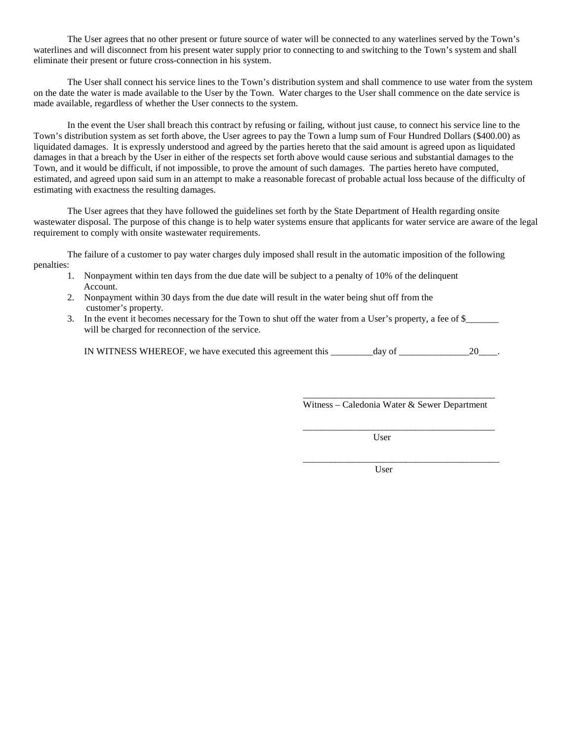The User agrees that no other present or future source of water will be connected to any waterlines served by the Town's waterlines and will disconnect from his present water supply prior to connecting to and switching to the Town's system and shall eliminate their present or future cross-connection in his system.

The User shall connect his service lines to the Town's distribution system and shall commence to use water from the system on the date the water is made available to the User by the Town. Water charges to the User shall commence on the date service is made available, regardless of whether the User connects to the system.

In the event the User shall breach this contract by refusing or failing, without just cause, to connect his service line to the Town's distribution system as set forth above, the User agrees to pay the Town a lump sum of Four Hundred Dollars ($400.00) as liquidated damages. It is expressly understood and agreed by the parties hereto that the said amount is agreed upon as liquidated damages in that a breach by the User in either of the respects set forth above would cause serious and substantial damages to the Town, and it would be difficult, if not impossible, to prove the amount of such damages. The parties hereto have computed, estimated, and agreed upon said sum in an attempt to make a reasonable forecast of probable actual loss because of the difficulty of estimating with exactness the resulting damages.

The User agrees that they have followed the guidelines set forth by the State Department of Health regarding onsite wastewater disposal. The purpose of this change is to help water systems ensure that applicants for water service are aware of the legal requirement to comply with onsite wastewater requirements.

The failure of a customer to pay water charges duly imposed shall result in the automatic imposition of the following penalties:

1. Nonpayment within ten days from the due date will be subject to a penalty of 10% of the delinquent Account.
2. Nonpayment within 30 days from the due date will result in the water being shut off from the customer's property.
3. In the event it becomes necessary for the Town to shut off the water from a User's property, a fee of $_______ will be charged for reconnection of the service.

IN WITNESS WHEREOF, we have executed this agreement this _________day of _______________20____.

\_\_\_\_\_\_\_\_\_\_\_\_\_\_\_\_\_\_\_\_\_\_\_\_\_\_\_\_\_\_\_\_\_\_\_\_\_\_\_\_\_\_
Witness – Caledonia Water & Sewer Department

\_\_\_\_\_\_\_\_\_\_\_\_\_\_\_\_\_\_\_\_\_\_\_\_\_\_\_\_\_\_\_\_\_\_\_\_\_\_\_\_\_\_
User

\_\_\_\_\_\_\_\_\_\_\_\_\_\_\_\_\_\_\_\_\_\_\_\_\_\_\_\_\_\_\_\_\_\_\_\_\_\_\_\_\_\_
User